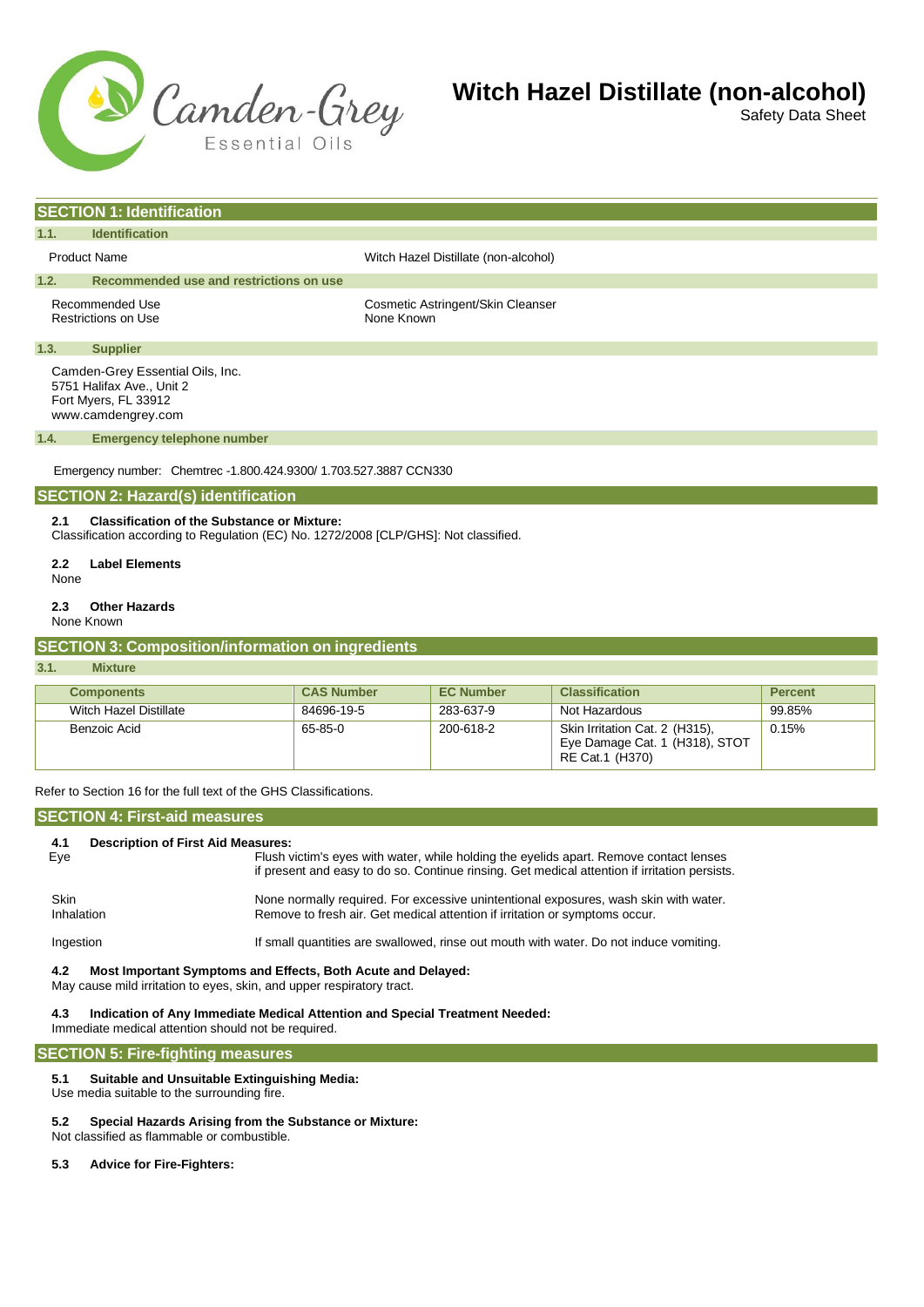# Witch Hazel Distillate (non-alcohol)

Safety Data Sheet

## SECTION 1: Identification

### 1.1. Identification

| | |
|---|---|
| Product Name | Witch Hazel Distillate (non-alcohol) |

### 1.2. Recommended use and restrictions on use

| | |
|---|---|
| Recommended Use | Cosmetic Astringent/Skin Cleanser |
| Restrictions on Use | None Known |

### 1.3. Supplier

Camden-Grey Essential Oils, Inc.
5751 Halifax Ave., Unit 2
Fort Myers, FL 33912
www.camdengrey.com

### 1.4. Emergency telephone number

Emergency number: Chemtrec -1.800.424.9300/ 1.703.527.3887 CCN330

## SECTION 2: Hazard(s) identification

**2.1 Classification of the Substance or Mixture:**
Classification according to Regulation (EC) No. 1272/2008 [CLP/GHS]: Not classified.

**2.2 Label Elements**
None

**2.3 Other Hazards**
None Known

## SECTION 3: Composition/information on ingredients

### 3.1. Mixture

| Components | CAS Number | EC Number | Classification | Percent |
|---|---|---|---|---|
| Witch Hazel Distillate | 84696-19-5 | 283-637-9 | Not Hazardous | 99.85% |
| Benzoic Acid | 65-85-0 | 200-618-2 | Skin Irritation Cat. 2 (H315), Eye Damage Cat. 1 (H318), STOT RE Cat.1 (H370) | 0.15% |

Refer to Section 16 for the full text of the GHS Classifications.

## SECTION 4: First-aid measures

**4.1 Description of First Aid Measures:**

| | |
|---|---|
| Eye | Flush victim's eyes with water, while holding the eyelids apart. Remove contact lenses if present and easy to do so. Continue rinsing. Get medical attention if irritation persists. |
| Skin | None normally required. For excessive unintentional exposures, wash skin with water. |
| Inhalation | Remove to fresh air. Get medical attention if irritation or symptoms occur. |
| Ingestion | If small quantities are swallowed, rinse out mouth with water. Do not induce vomiting. |

**4.2 Most Important Symptoms and Effects, Both Acute and Delayed:**
May cause mild irritation to eyes, skin, and upper respiratory tract.

**4.3 Indication of Any Immediate Medical Attention and Special Treatment Needed:**
Immediate medical attention should not be required.

## SECTION 5: Fire-fighting measures

**5.1 Suitable and Unsuitable Extinguishing Media:**
Use media suitable to the surrounding fire.

**5.2 Special Hazards Arising from the Substance or Mixture:**
Not classified as flammable or combustible.

**5.3 Advice for Fire-Fighters:**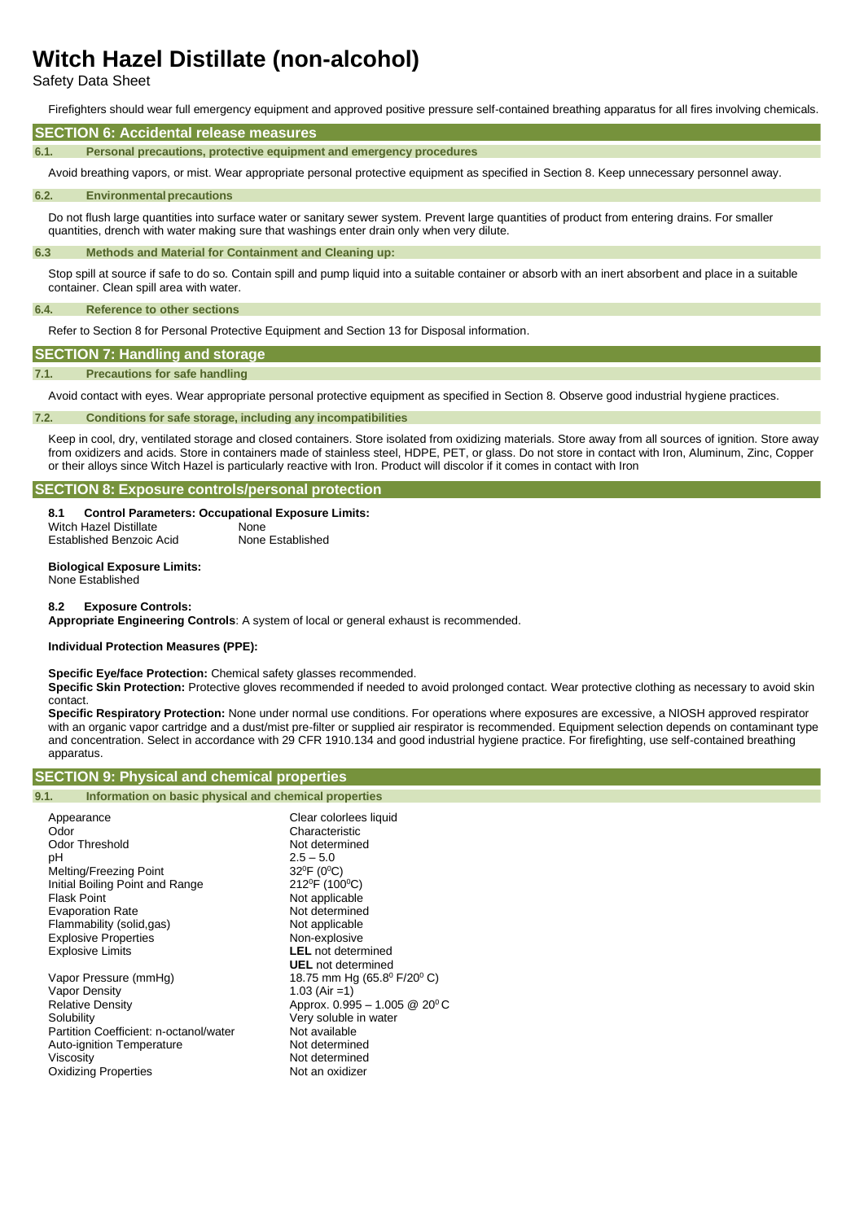Firefighters should wear full emergency equipment and approved positive pressure self-contained breathing apparatus for all fires involving chemicals.

## SECTION 6: Accidental release measures

### 6.1. Personal precautions, protective equipment and emergency procedures

Avoid breathing vapors, or mist. Wear appropriate personal protective equipment as specified in Section 8. Keep unnecessary personnel away.

### 6.2. Environmental precautions

Do not flush large quantities into surface water or sanitary sewer system. Prevent large quantities of product from entering drains. For smaller quantities, drench with water making sure that washings enter drain only when very dilute.

### 6.3 Methods and Material for Containment and Cleaning up:

Stop spill at source if safe to do so. Contain spill and pump liquid into a suitable container or absorb with an inert absorbent and place in a suitable container. Clean spill area with water.

### 6.4. Reference to other sections

Refer to Section 8 for Personal Protective Equipment and Section 13 for Disposal information.

## SECTION 7: Handling and storage

### 7.1. Precautions for safe handling

Avoid contact with eyes. Wear appropriate personal protective equipment as specified in Section 8. Observe good industrial hygiene practices.

### 7.2. Conditions for safe storage, including any incompatibilities

Keep in cool, dry, ventilated storage and closed containers. Store isolated from oxidizing materials. Store away from all sources of ignition. Store away from oxidizers and acids. Store in containers made of stainless steel, HDPE, PET, or glass. Do not store in contact with Iron, Aluminum, Zinc, Copper or their alloys since Witch Hazel is particularly reactive with Iron. Product will discolor if it comes in contact with Iron

## SECTION 8: Exposure controls/personal protection

**8.1 Control Parameters: Occupational Exposure Limits:**

| | |
|---|---|
| Witch Hazel Distillate | None |
| Established Benzoic Acid | None Established |

**Biological Exposure Limits:**
None Established

**8.2 Exposure Controls:**
**Appropriate Engineering Controls**: A system of local or general exhaust is recommended.

**Individual Protection Measures (PPE):**

**Specific Eye/face Protection:** Chemical safety glasses recommended.
**Specific Skin Protection:** Protective gloves recommended if needed to avoid prolonged contact. Wear protective clothing as necessary to avoid skin contact.
**Specific Respiratory Protection:** None under normal use conditions. For operations where exposures are excessive, a NIOSH approved respirator with an organic vapor cartridge and a dust/mist pre-filter or supplied air respirator is recommended. Equipment selection depends on contaminant type and concentration. Select in accordance with 29 CFR 1910.134 and good industrial hygiene practice. For firefighting, use self-contained breathing apparatus.

## SECTION 9: Physical and chemical properties

### 9.1. Information on basic physical and chemical properties

| | |
|---|---|
| Appearance | Clear colorlees liquid |
| Odor | Characteristic |
| Odor Threshold | Not determined |
| pH | 2.5 – 5.0 |
| Melting/Freezing Point | 32°F (0°C) |
| Initial Boiling Point and Range | 212°F (100°C) |
| Flask Point | Not applicable |
| Evaporation Rate | Not determined |
| Flammability (solid,gas) | Not applicable |
| Explosive Properties | Non-explosive |
| Explosive Limits | **LEL** not determined<br>**UEL** not determined |
| Vapor Pressure (mmHg) | 18.75 mm Hg (65.8° F/20° C) |
| Vapor Density | 1.03 (Air =1) |
| Relative Density | Approx. 0.995 – 1.005 @ 20°C |
| Solubility | Very soluble in water |
| Partition Coefficient: n-octanol/water | Not available |
| Auto-ignition Temperature | Not determined |
| Viscosity | Not determined |
| Oxidizing Properties | Not an oxidizer |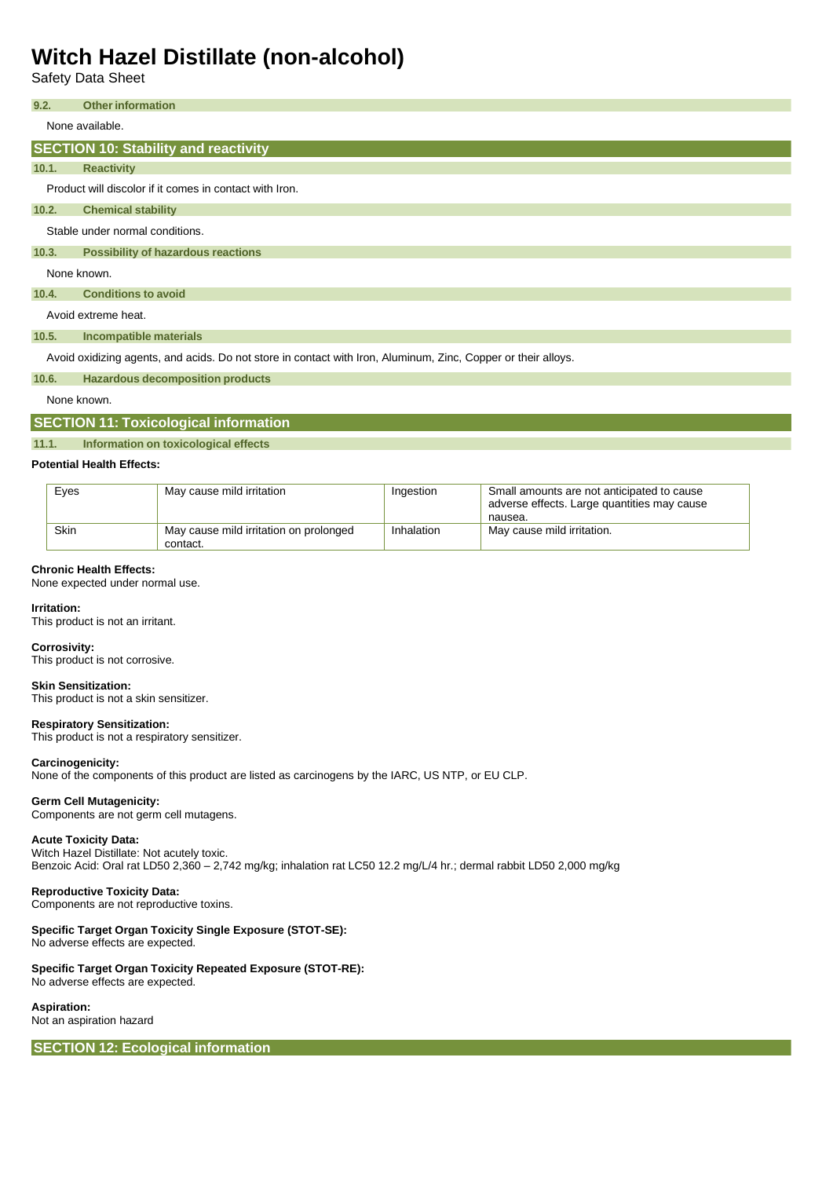### 9.2. Other information

None available.

## SECTION 10: Stability and reactivity

### 10.1. Reactivity

Product will discolor if it comes in contact with Iron.

### 10.2. Chemical stability

Stable under normal conditions.

### 10.3. Possibility of hazardous reactions

None known.

### 10.4. Conditions to avoid

Avoid extreme heat.

### 10.5. Incompatible materials

Avoid oxidizing agents, and acids. Do not store in contact with Iron, Aluminum, Zinc, Copper or their alloys.

### 10.6. Hazardous decomposition products

None known.

## SECTION 11: Toxicological information

### 11.1. Information on toxicological effects

**Potential Health Effects:**

| Eyes | May cause mild irritation | Ingestion | Small amounts are not anticipated to cause adverse effects. Large quantities may cause nausea. |
|---|---|---|---|
| Skin | May cause mild irritation on prolonged contact. | Inhalation | May cause mild irritation. |

**Chronic Health Effects:**
None expected under normal use.

**Irritation:**
This product is not an irritant.

**Corrosivity:**
This product is not corrosive.

**Skin Sensitization:**
This product is not a skin sensitizer.

**Respiratory Sensitization:**
This product is not a respiratory sensitizer.

**Carcinogenicity:**
None of the components of this product are listed as carcinogens by the IARC, US NTP, or EU CLP.

**Germ Cell Mutagenicity:**
Components are not germ cell mutagens.

**Acute Toxicity Data:**
Witch Hazel Distillate: Not acutely toxic.
Benzoic Acid: Oral rat LD50 2,360 – 2,742 mg/kg; inhalation rat LC50 12.2 mg/L/4 hr.; dermal rabbit LD50 2,000 mg/kg

**Reproductive Toxicity Data:**
Components are not reproductive toxins.

**Specific Target Organ Toxicity Single Exposure (STOT-SE):**
No adverse effects are expected.

**Specific Target Organ Toxicity Repeated Exposure (STOT-RE):**
No adverse effects are expected.

**Aspiration:**
Not an aspiration hazard

## SECTION 12: Ecological information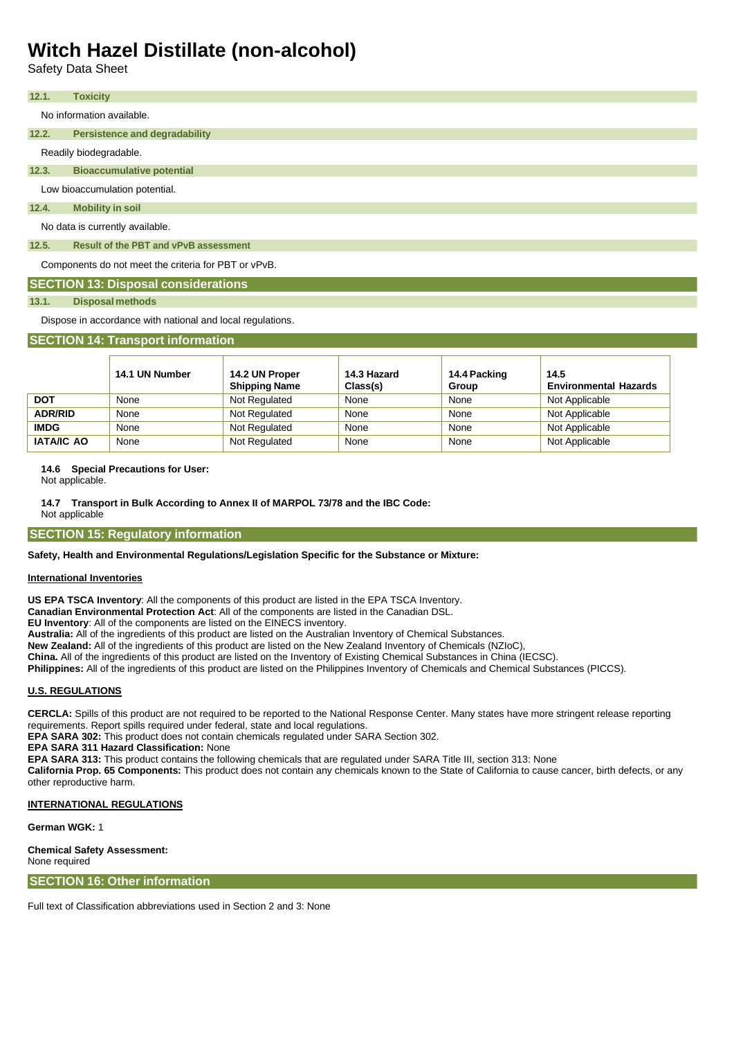### 12.1. Toxicity

No information available.

### 12.2. Persistence and degradability

Readily biodegradable.

### 12.3. Bioaccumulative potential

Low bioaccumulation potential.

### 12.4. Mobility in soil

No data is currently available.

### 12.5. Result of the PBT and vPvB assessment

Components do not meet the criteria for PBT or vPvB.

## SECTION 13: Disposal considerations

### 13.1. Disposal methods

Dispose in accordance with national and local regulations.

## SECTION 14: Transport information

| | 14.1 UN Number | 14.2 UN Proper Shipping Name | 14.3 Hazard Class(s) | 14.4 Packing Group | 14.5 Environmental Hazards |
|---|---|---|---|---|---|
| **DOT** | None | Not Regulated | None | None | Not Applicable |
| **ADR/RID** | None | Not Regulated | None | None | Not Applicable |
| **IMDG** | None | Not Regulated | None | None | Not Applicable |
| **IATA/IC AO** | None | Not Regulated | None | None | Not Applicable |

**14.6 Special Precautions for User:**
Not applicable.

**14.7 Transport in Bulk According to Annex II of MARPOL 73/78 and the IBC Code:**
Not applicable

## SECTION 15: Regulatory information

**Safety, Health and Environmental Regulations/Legislation Specific for the Substance or Mixture:**

**International Inventories**

**US EPA TSCA Inventory**: All the components of this product are listed in the EPA TSCA Inventory.
**Canadian Environmental Protection Act**: All of the components are listed in the Canadian DSL.
**EU Inventory**: All of the components are listed on the EINECS inventory.
**Australia:** All of the ingredients of this product are listed on the Australian Inventory of Chemical Substances.
**New Zealand:** All of the ingredients of this product are listed on the New Zealand Inventory of Chemicals (NZIoC),
**China.** All of the ingredients of this product are listed on the Inventory of Existing Chemical Substances in China (IECSC).
**Philippines:** All of the ingredients of this product are listed on the Philippines Inventory of Chemicals and Chemical Substances (PICCS).

**U.S. REGULATIONS**

**CERCLA:** Spills of this product are not required to be reported to the National Response Center. Many states have more stringent release reporting requirements. Report spills required under federal, state and local regulations.
**EPA SARA 302:** This product does not contain chemicals regulated under SARA Section 302.
**EPA SARA 311 Hazard Classification:** None
**EPA SARA 313:** This product contains the following chemicals that are regulated under SARA Title III, section 313: None
**California Prop. 65 Components:** This product does not contain any chemicals known to the State of California to cause cancer, birth defects, or any other reproductive harm.

**INTERNATIONAL REGULATIONS**

**German WGK:** 1

**Chemical Safety Assessment:**
None required

## SECTION 16: Other information

Full text of Classification abbreviations used in Section 2 and 3: None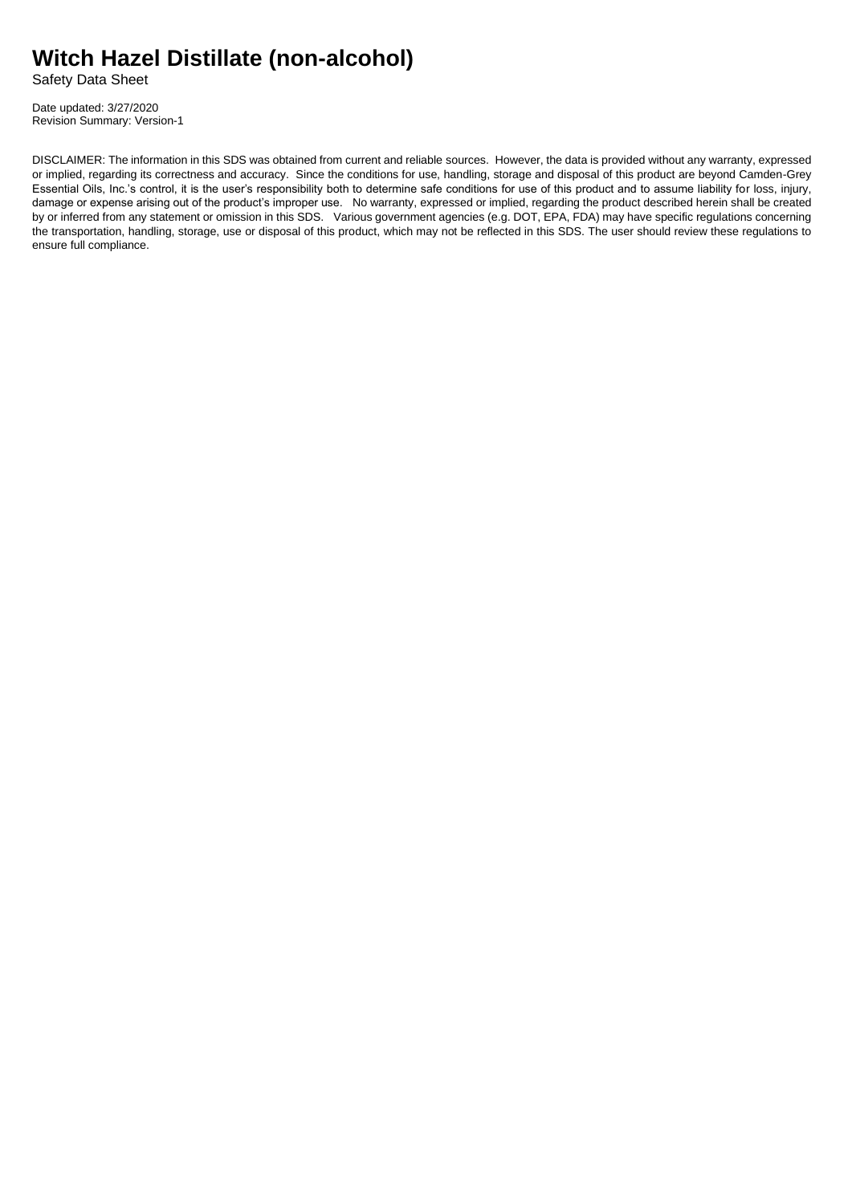# Witch Hazel Distillate (non-alcohol)

Safety Data Sheet

Date updated: 3/27/2020
Revision Summary: Version-1

DISCLAIMER: The information in this SDS was obtained from current and reliable sources. However, the data is provided without any warranty, expressed or implied, regarding its correctness and accuracy. Since the conditions for use, handling, storage and disposal of this product are beyond Camden-Grey Essential Oils, Inc.'s control, it is the user's responsibility both to determine safe conditions for use of this product and to assume liability for loss, injury, damage or expense arising out of the product's improper use. No warranty, expressed or implied, regarding the product described herein shall be created by or inferred from any statement or omission in this SDS. Various government agencies (e.g. DOT, EPA, FDA) may have specific regulations concerning the transportation, handling, storage, use or disposal of this product, which may not be reflected in this SDS. The user should review these regulations to ensure full compliance.